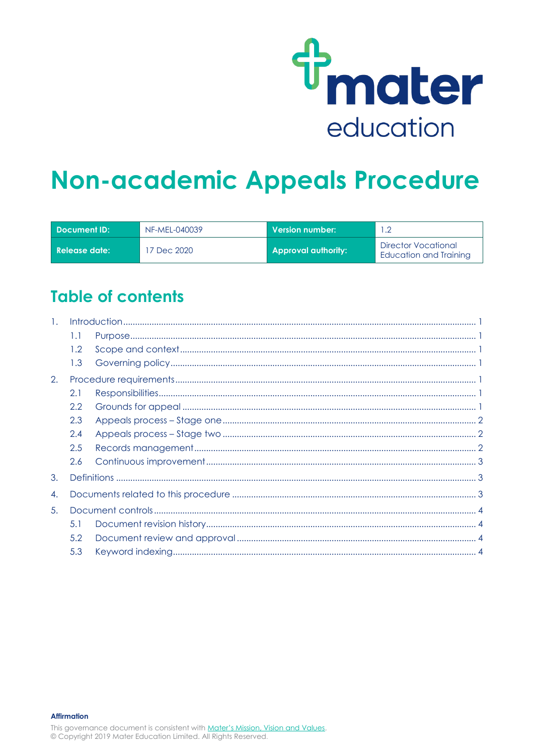mater education

# Non-academic Appeals Procedure

| Document ID: | NF-MEL-040039 | Version number: | 1.2 |
|---|---|---|---|
| Release date: | 17 Dec 2020 | Approval authority: | Director Vocational Education and Training |

## Table of contents

1. Introduction ... 1
   - 1.1 Purpose ... 1
   - 1.2 Scope and context ... 1
   - 1.3 Governing policy ... 1
2. Procedure requirements ... 1
   - 2.1 Responsibilities ... 1
   - 2.2 Grounds for appeal ... 1
   - 2.3 Appeals process – Stage one ... 2
   - 2.4 Appeals process – Stage two ... 2
   - 2.5 Records management ... 2
   - 2.6 Continuous improvement ... 3
3. Definitions ... 3
4. Documents related to this procedure ... 3
5. Document controls ... 4
   - 5.1 Document revision history ... 4
   - 5.2 Document review and approval ... 4
   - 5.3 Keyword indexing ... 4

**Affirmation**

This governance document is consistent with Mater's Mission, Vision and Values.
© Copyright 2019 Mater Education Limited. All Rights Reserved.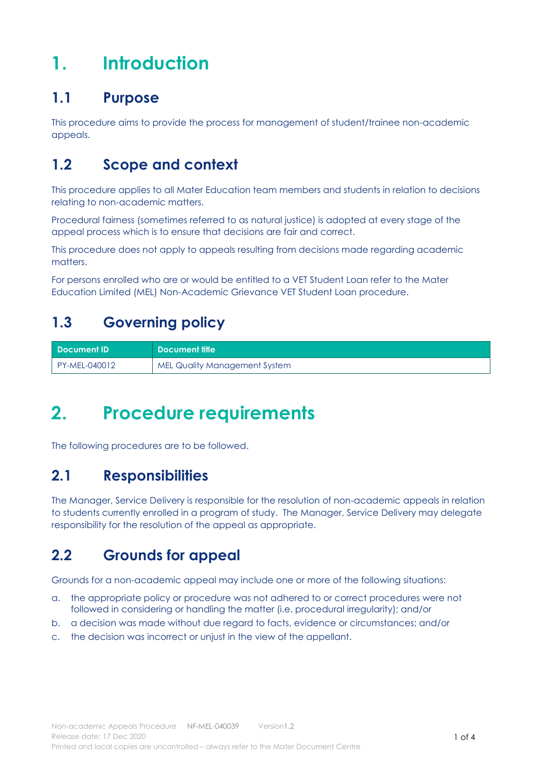# 1. Introduction

## 1.1 Purpose

This procedure aims to provide the process for management of student/trainee non-academic appeals.

## 1.2 Scope and context

This procedure applies to all Mater Education team members and students in relation to decisions relating to non-academic matters.

Procedural fairness (sometimes referred to as natural justice) is adopted at every stage of the appeal process which is to ensure that decisions are fair and correct.

This procedure does not apply to appeals resulting from decisions made regarding academic matters.

For persons enrolled who are or would be entitled to a VET Student Loan refer to the Mater Education Limited (MEL) Non-Academic Grievance VET Student Loan procedure.

## 1.3 Governing policy

| Document ID | Document title |
|---|---|
| PY-MEL-040012 | MEL Quality Management System |

# 2. Procedure requirements

The following procedures are to be followed.

## 2.1 Responsibilities

The Manager, Service Delivery is responsible for the resolution of non-academic appeals in relation to students currently enrolled in a program of study. The Manager, Service Delivery may delegate responsibility for the resolution of the appeal as appropriate.

## 2.2 Grounds for appeal

Grounds for a non-academic appeal may include one or more of the following situations:

a. the appropriate policy or procedure was not adhered to or correct procedures were not followed in considering or handling the matter (i.e. procedural irregularity); and/or

b. a decision was made without due regard to facts, evidence or circumstances; and/or

c. the decision was incorrect or unjust in the view of the appellant.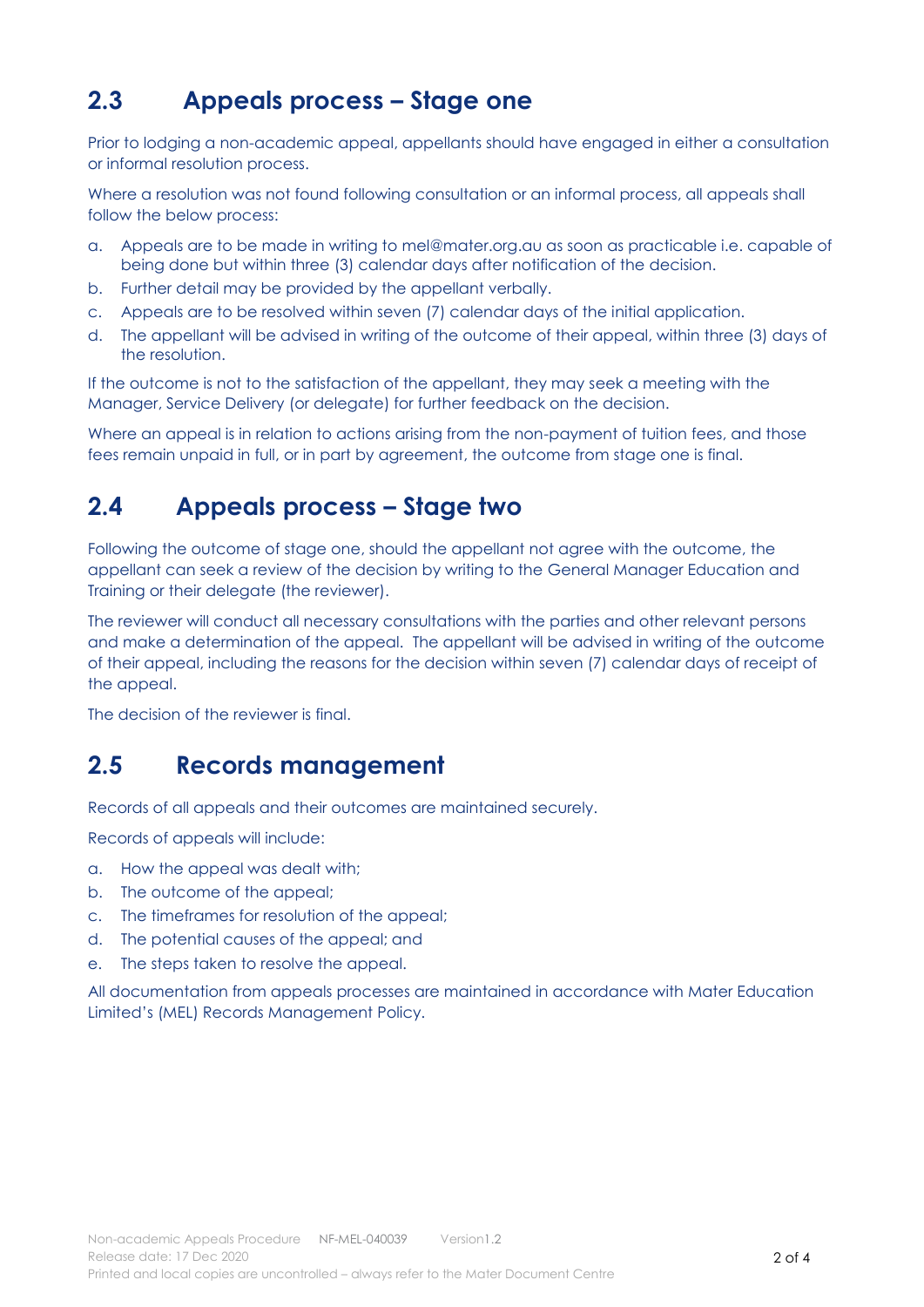## 2.3 Appeals process – Stage one

Prior to lodging a non-academic appeal, appellants should have engaged in either a consultation or informal resolution process.

Where a resolution was not found following consultation or an informal process, all appeals shall follow the below process:

a. Appeals are to be made in writing to mel@mater.org.au as soon as practicable i.e. capable of being done but within three (3) calendar days after notification of the decision.
b. Further detail may be provided by the appellant verbally.
c. Appeals are to be resolved within seven (7) calendar days of the initial application.
d. The appellant will be advised in writing of the outcome of their appeal, within three (3) days of the resolution.

If the outcome is not to the satisfaction of the appellant, they may seek a meeting with the Manager, Service Delivery (or delegate) for further feedback on the decision.

Where an appeal is in relation to actions arising from the non-payment of tuition fees, and those fees remain unpaid in full, or in part by agreement, the outcome from stage one is final.

## 2.4 Appeals process – Stage two

Following the outcome of stage one, should the appellant not agree with the outcome, the appellant can seek a review of the decision by writing to the General Manager Education and Training or their delegate (the reviewer).

The reviewer will conduct all necessary consultations with the parties and other relevant persons and make a determination of the appeal. The appellant will be advised in writing of the outcome of their appeal, including the reasons for the decision within seven (7) calendar days of receipt of the appeal.

The decision of the reviewer is final.

## 2.5 Records management

Records of all appeals and their outcomes are maintained securely.

Records of appeals will include:

a. How the appeal was dealt with;
b. The outcome of the appeal;
c. The timeframes for resolution of the appeal;
d. The potential causes of the appeal; and
e. The steps taken to resolve the appeal.

All documentation from appeals processes are maintained in accordance with Mater Education Limited's (MEL) Records Management Policy.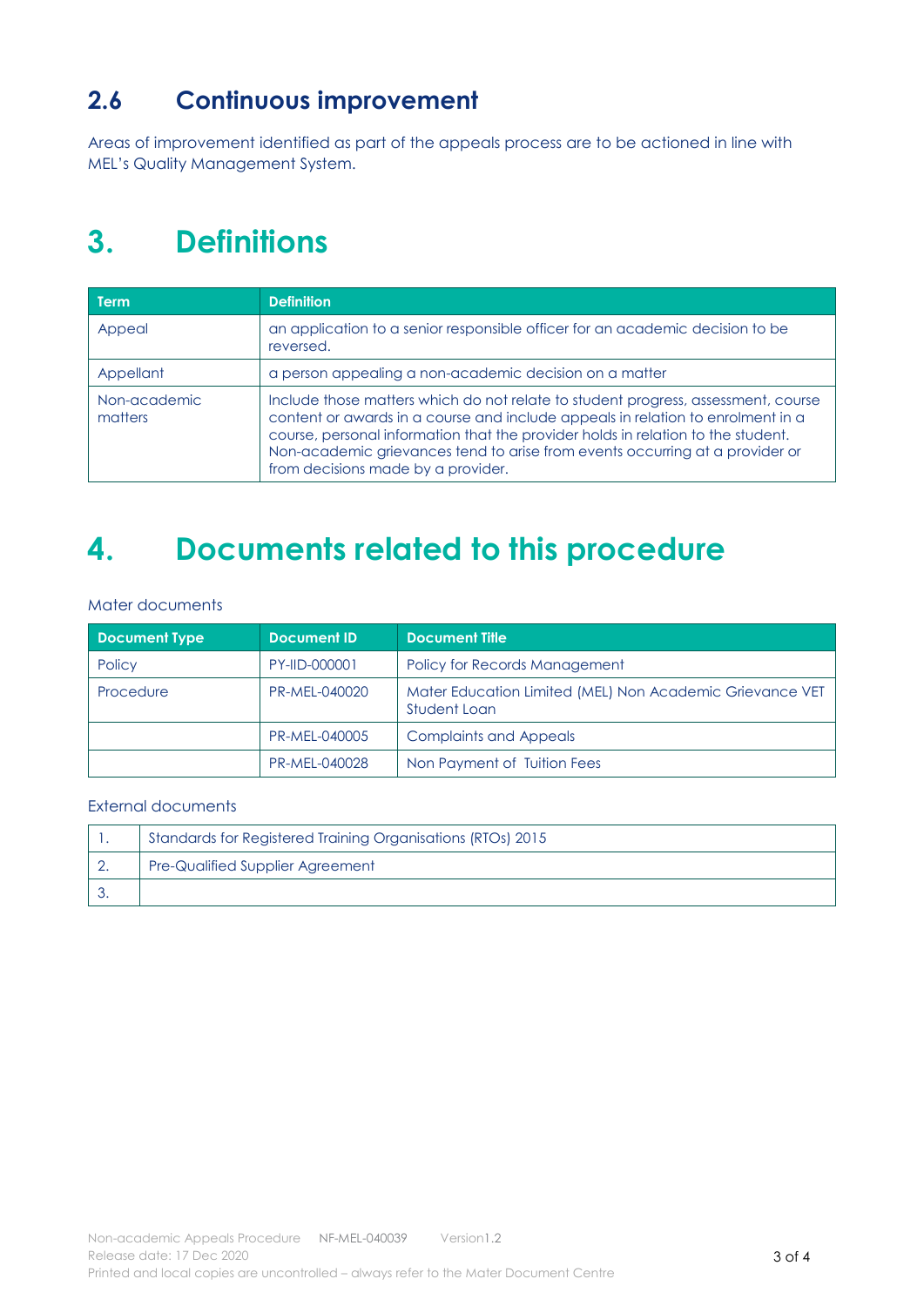## 2.6 Continuous improvement

Areas of improvement identified as part of the appeals process are to be actioned in line with MEL's Quality Management System.

# 3. Definitions

| Term | Definition |
|---|---|
| Appeal | an application to a senior responsible officer for an academic decision to be reversed. |
| Appellant | a person appealing a non-academic decision on a matter |
| Non-academic matters | Include those matters which do not relate to student progress, assessment, course content or awards in a course and include appeals in relation to enrolment in a course, personal information that the provider holds in relation to the student. Non-academic grievances tend to arise from events occurring at a provider or from decisions made by a provider. |

# 4. Documents related to this procedure

Mater documents

| Document Type | Document ID | Document Title |
|---|---|---|
| Policy | PY-IID-000001 | Policy for Records Management |
| Procedure | PR-MEL-040020 | Mater Education Limited (MEL) Non Academic Grievance VET Student Loan |
| | PR-MEL-040005 | Complaints and Appeals |
| | PR-MEL-040028 | Non Payment of Tuition Fees |

External documents

| | |
|---|---|
| 1. | Standards for Registered Training Organisations (RTOs) 2015 |
| 2. | Pre-Qualified Supplier Agreement |
| 3. | |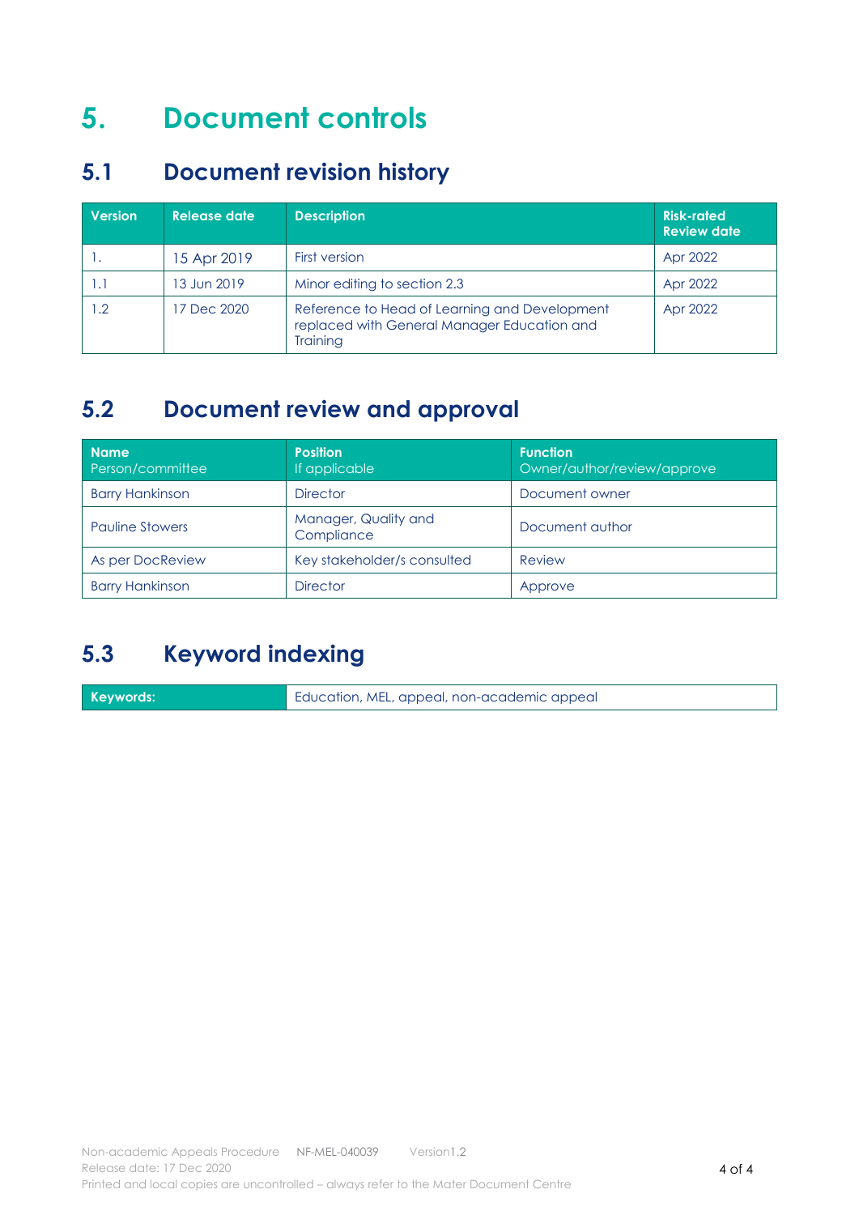# 5. Document controls

## 5.1 Document revision history

| Version | Release date | Description | Risk-rated Review date |
|---|---|---|---|
| 1. | 15 Apr 2019 | First version | Apr 2022 |
| 1.1 | 13 Jun 2019 | Minor editing to section 2.3 | Apr 2022 |
| 1.2 | 17 Dec 2020 | Reference to Head of Learning and Development replaced with General Manager Education and Training | Apr 2022 |

## 5.2 Document review and approval

| Name Person/committee | Position If applicable | Function Owner/author/review/approve |
|---|---|---|
| Barry Hankinson | Director | Document owner |
| Pauline Stowers | Manager, Quality and Compliance | Document author |
| As per DocReview | Key stakeholder/s consulted | Review |
| Barry Hankinson | Director | Approve |

## 5.3 Keyword indexing

| Keywords: | Education, MEL, appeal, non-academic appeal |
|---|---|